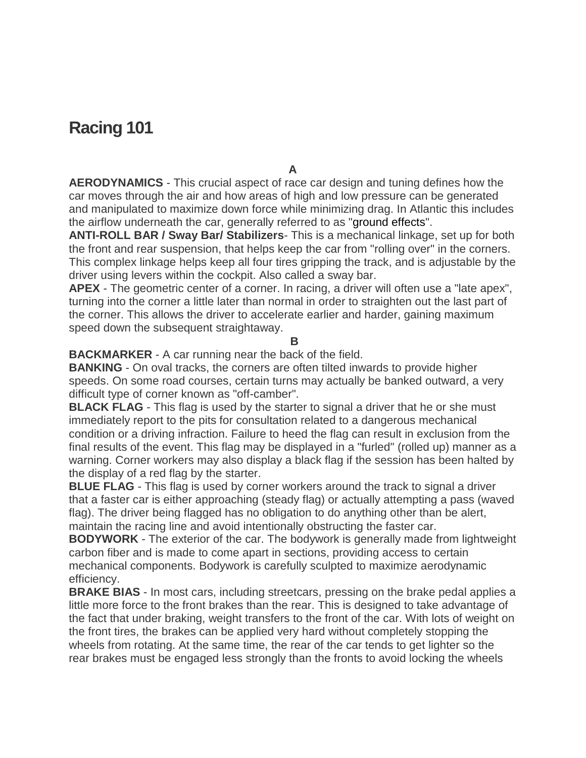# Racing 101

**A**

**AERODYNAMICS** - This crucial aspect of race car design and tuning defines how the car moves through the air and how areas of high and low pressure can be generated and manipulated to maximize down force while minimizing drag. In Atlantic this includes the airflow underneath the car, generally referred to as "ground effects".

**ANTI-ROLL BAR / Sway Bar/ Stabilizers**- This is a mechanical linkage, set up for both the front and rear suspension, that helps keep the car from "rolling over" in the corners. This complex linkage helps keep all four tires gripping the track, and is adjustable by the driver using levers within the cockpit. Also called a sway bar.

**APEX** - The geometric center of a corner. In racing, a driver will often use a "late apex", turning into the corner a little later than normal in order to straighten out the last part of the corner. This allows the driver to accelerate earlier and harder, gaining maximum speed down the subsequent straightaway.

**B**

**BACKMARKER** - A car running near the back of the field.

**BANKING** - On oval tracks, the corners are often tilted inwards to provide higher speeds. On some road courses, certain turns may actually be banked outward, a very difficult type of corner known as "off-camber".

**BLACK FLAG** - This flag is used by the starter to signal a driver that he or she must immediately report to the pits for consultation related to a dangerous mechanical condition or a driving infraction. Failure to heed the flag can result in exclusion from the final results of the event. This flag may be displayed in a "furled" (rolled up) manner as a warning. Corner workers may also display a black flag if the session has been halted by the display of a red flag by the starter.

**BLUE FLAG** - This flag is used by corner workers around the track to signal a driver that a faster car is either approaching (steady flag) or actually attempting a pass (waved flag). The driver being flagged has no obligation to do anything other than be alert, maintain the racing line and avoid intentionally obstructing the faster car.

**BODYWORK** - The exterior of the car. The bodywork is generally made from lightweight carbon fiber and is made to come apart in sections, providing access to certain mechanical components. Bodywork is carefully sculpted to maximize aerodynamic efficiency.

**BRAKE BIAS** - In most cars, including streetcars, pressing on the brake pedal applies a little more force to the front brakes than the rear. This is designed to take advantage of the fact that under braking, weight transfers to the front of the car. With lots of weight on the front tires, the brakes can be applied very hard without completely stopping the wheels from rotating. At the same time, the rear of the car tends to get lighter so the rear brakes must be engaged less strongly than the fronts to avoid locking the wheels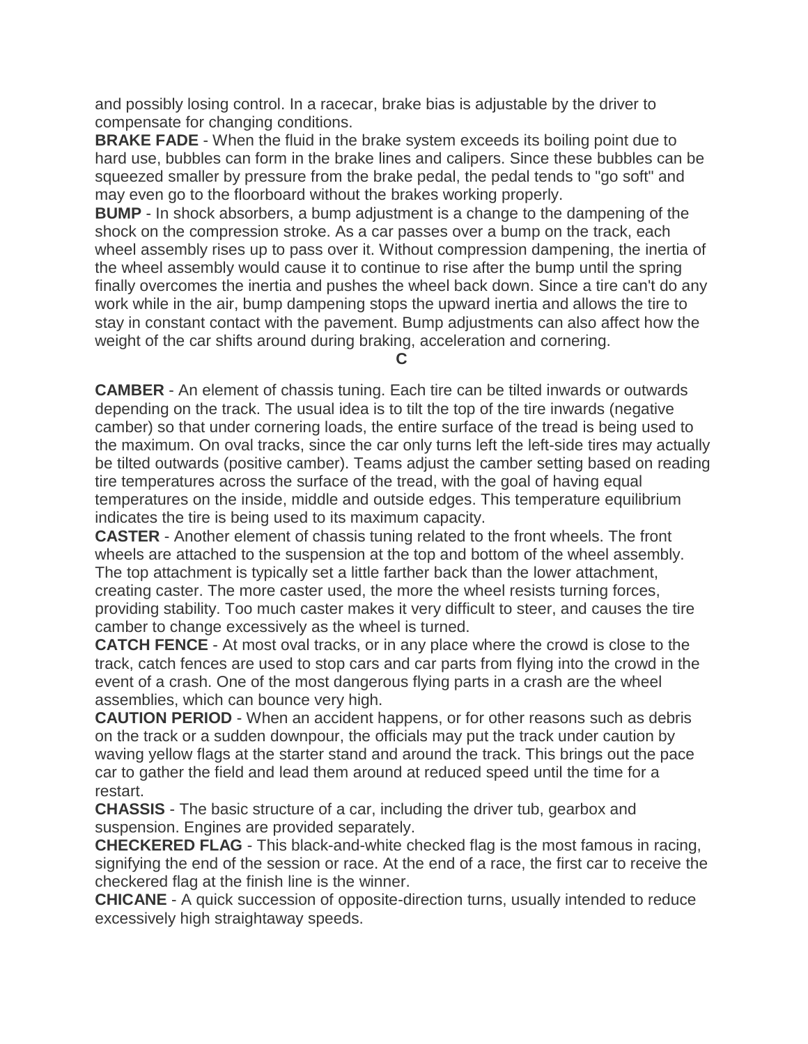and possibly losing control. In a racecar, brake bias is adjustable by the driver to compensate for changing conditions.

**BRAKE FADE** - When the fluid in the brake system exceeds its boiling point due to hard use, bubbles can form in the brake lines and calipers. Since these bubbles can be squeezed smaller by pressure from the brake pedal, the pedal tends to "go soft" and may even go to the floorboard without the brakes working properly.

**BUMP** - In shock absorbers, a bump adjustment is a change to the dampening of the shock on the compression stroke. As a car passes over a bump on the track, each wheel assembly rises up to pass over it. Without compression dampening, the inertia of the wheel assembly would cause it to continue to rise after the bump until the spring finally overcomes the inertia and pushes the wheel back down. Since a tire can't do any work while in the air, bump dampening stops the upward inertia and allows the tire to stay in constant contact with the pavement. Bump adjustments can also affect how the weight of the car shifts around during braking, acceleration and cornering.

## C

**CAMBER** - An element of chassis tuning. Each tire can be tilted inwards or outwards depending on the track. The usual idea is to tilt the top of the tire inwards (negative camber) so that under cornering loads, the entire surface of the tread is being used to the maximum. On oval tracks, since the car only turns left the left-side tires may actually be tilted outwards (positive camber). Teams adjust the camber setting based on reading tire temperatures across the surface of the tread, with the goal of having equal temperatures on the inside, middle and outside edges. This temperature equilibrium indicates the tire is being used to its maximum capacity.

**CASTER** - Another element of chassis tuning related to the front wheels. The front wheels are attached to the suspension at the top and bottom of the wheel assembly. The top attachment is typically set a little farther back than the lower attachment, creating caster. The more caster used, the more the wheel resists turning forces, providing stability. Too much caster makes it very difficult to steer, and causes the tire camber to change excessively as the wheel is turned.

**CATCH FENCE** - At most oval tracks, or in any place where the crowd is close to the track, catch fences are used to stop cars and car parts from flying into the crowd in the event of a crash. One of the most dangerous flying parts in a crash are the wheel assemblies, which can bounce very high.

**CAUTION PERIOD** - When an accident happens, or for other reasons such as debris on the track or a sudden downpour, the officials may put the track under caution by waving yellow flags at the starter stand and around the track. This brings out the pace car to gather the field and lead them around at reduced speed until the time for a restart.

**CHASSIS** - The basic structure of a car, including the driver tub, gearbox and suspension. Engines are provided separately.

**CHECKERED FLAG** - This black-and-white checked flag is the most famous in racing, signifying the end of the session or race. At the end of a race, the first car to receive the checkered flag at the finish line is the winner.

**CHICANE** - A quick succession of opposite-direction turns, usually intended to reduce excessively high straightaway speeds.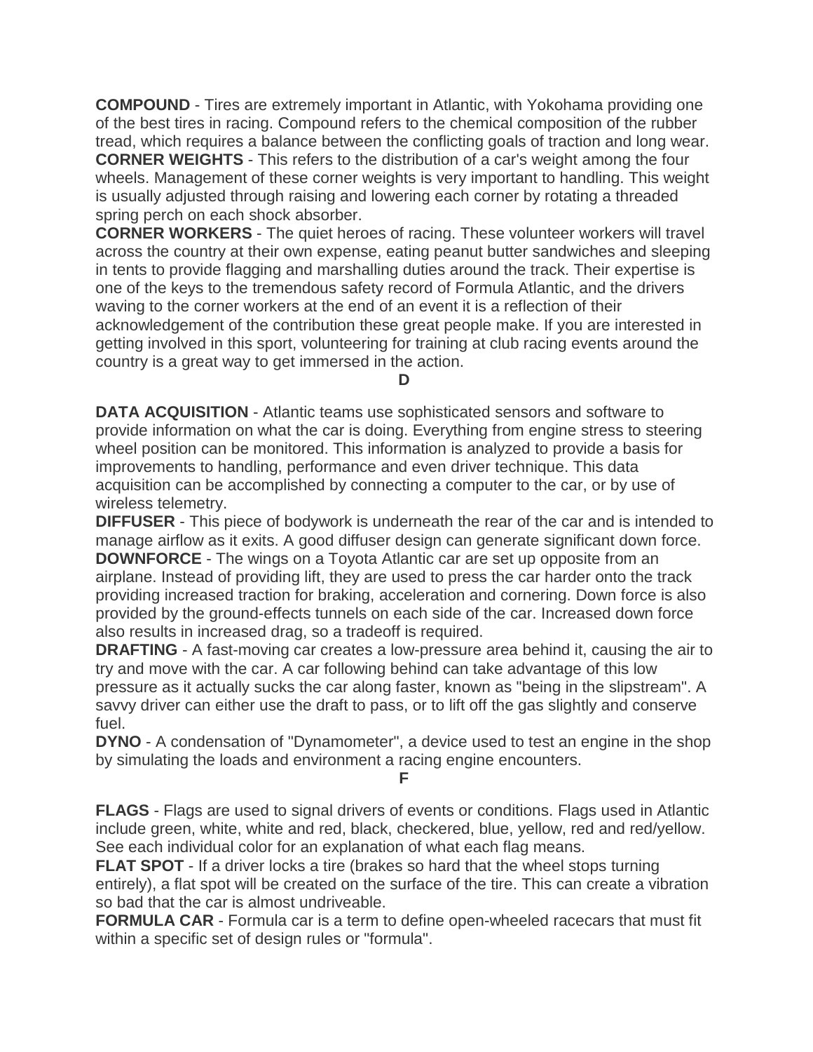**COMPOUND** - Tires are extremely important in Atlantic, with Yokohama providing one of the best tires in racing. Compound refers to the chemical composition of the rubber tread, which requires a balance between the conflicting goals of traction and long wear.

**CORNER WEIGHTS** - This refers to the distribution of a car's weight among the four wheels. Management of these corner weights is very important to handling. This weight is usually adjusted through raising and lowering each corner by rotating a threaded spring perch on each shock absorber.

**CORNER WORKERS** - The quiet heroes of racing. These volunteer workers will travel across the country at their own expense, eating peanut butter sandwiches and sleeping in tents to provide flagging and marshalling duties around the track. Their expertise is one of the keys to the tremendous safety record of Formula Atlantic, and the drivers waving to the corner workers at the end of an event it is a reflection of their acknowledgement of the contribution these great people make. If you are interested in getting involved in this sport, volunteering for training at club racing events around the country is a great way to get immersed in the action.

## D

**DATA ACQUISITION** - Atlantic teams use sophisticated sensors and software to provide information on what the car is doing. Everything from engine stress to steering wheel position can be monitored. This information is analyzed to provide a basis for improvements to handling, performance and even driver technique. This data acquisition can be accomplished by connecting a computer to the car, or by use of wireless telemetry.

**DIFFUSER** - This piece of bodywork is underneath the rear of the car and is intended to manage airflow as it exits. A good diffuser design can generate significant down force.

**DOWNFORCE** - The wings on a Toyota Atlantic car are set up opposite from an airplane. Instead of providing lift, they are used to press the car harder onto the track providing increased traction for braking, acceleration and cornering. Down force is also provided by the ground-effects tunnels on each side of the car. Increased down force also results in increased drag, so a tradeoff is required.

**DRAFTING** - A fast-moving car creates a low-pressure area behind it, causing the air to try and move with the car. A car following behind can take advantage of this low pressure as it actually sucks the car along faster, known as "being in the slipstream". A savvy driver can either use the draft to pass, or to lift off the gas slightly and conserve fuel.

**DYNO** - A condensation of "Dynamometer", a device used to test an engine in the shop by simulating the loads and environment a racing engine encounters.

## F

**FLAGS** - Flags are used to signal drivers of events or conditions. Flags used in Atlantic include green, white, white and red, black, checkered, blue, yellow, red and red/yellow. See each individual color for an explanation of what each flag means.

**FLAT SPOT** - If a driver locks a tire (brakes so hard that the wheel stops turning entirely), a flat spot will be created on the surface of the tire. This can create a vibration so bad that the car is almost undriveable.

**FORMULA CAR** - Formula car is a term to define open-wheeled racecars that must fit within a specific set of design rules or "formula".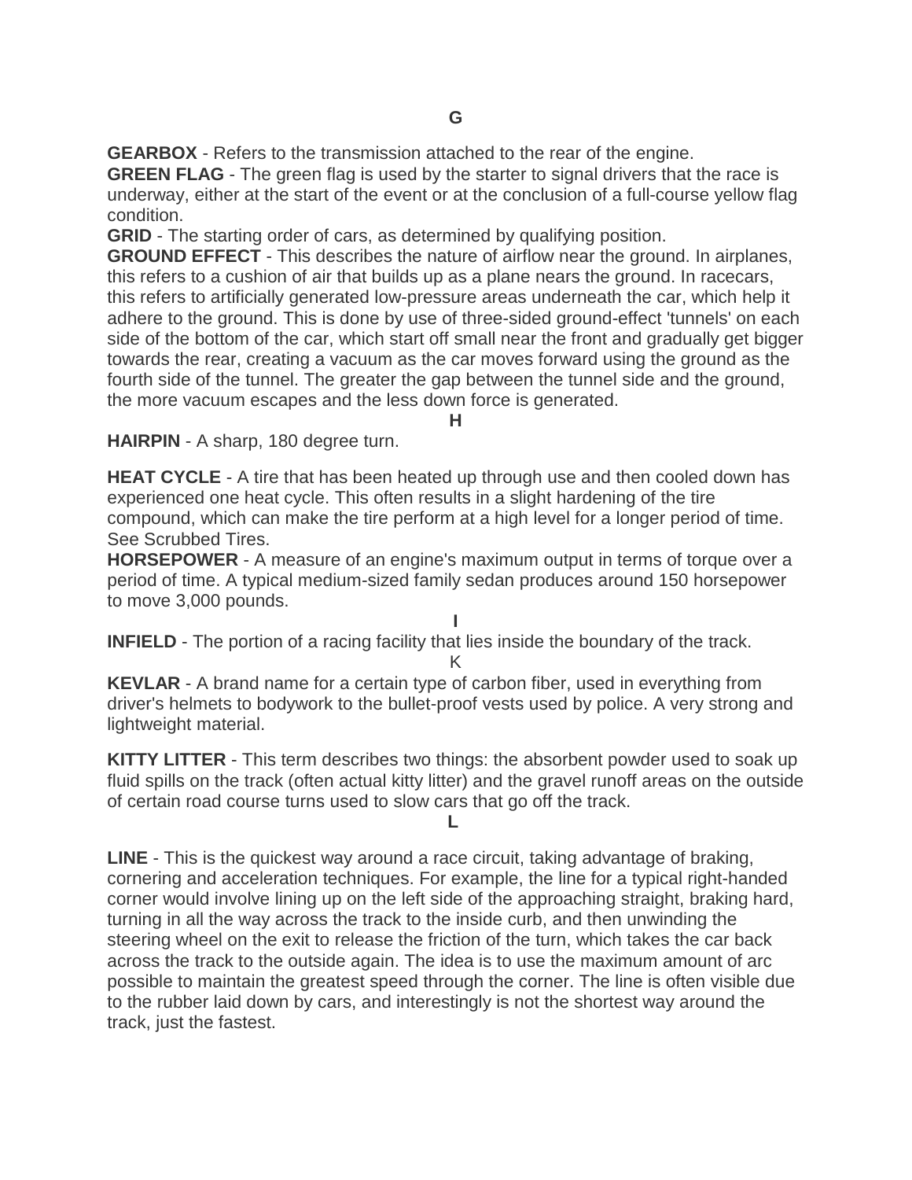## G

**GEARBOX** - Refers to the transmission attached to the rear of the engine.

**GREEN FLAG** - The green flag is used by the starter to signal drivers that the race is underway, either at the start of the event or at the conclusion of a full-course yellow flag condition.

**GRID** - The starting order of cars, as determined by qualifying position.

**GROUND EFFECT** - This describes the nature of airflow near the ground. In airplanes, this refers to a cushion of air that builds up as a plane nears the ground. In racecars, this refers to artificially generated low-pressure areas underneath the car, which help it adhere to the ground. This is done by use of three-sided ground-effect 'tunnels' on each side of the bottom of the car, which start off small near the front and gradually get bigger towards the rear, creating a vacuum as the car moves forward using the ground as the fourth side of the tunnel. The greater the gap between the tunnel side and the ground, the more vacuum escapes and the less down force is generated.

## H

**HAIRPIN** - A sharp, 180 degree turn.

**HEAT CYCLE** - A tire that has been heated up through use and then cooled down has experienced one heat cycle. This often results in a slight hardening of the tire compound, which can make the tire perform at a high level for a longer period of time. See Scrubbed Tires.

**HORSEPOWER** - A measure of an engine's maximum output in terms of torque over a period of time. A typical medium-sized family sedan produces around 150 horsepower to move 3,000 pounds.

## I

**INFIELD** - The portion of a racing facility that lies inside the boundary of the track.

## K

**KEVLAR** - A brand name for a certain type of carbon fiber, used in everything from driver's helmets to bodywork to the bullet-proof vests used by police. A very strong and lightweight material.

**KITTY LITTER** - This term describes two things: the absorbent powder used to soak up fluid spills on the track (often actual kitty litter) and the gravel runoff areas on the outside of certain road course turns used to slow cars that go off the track.

## L

**LINE** - This is the quickest way around a race circuit, taking advantage of braking, cornering and acceleration techniques. For example, the line for a typical right-handed corner would involve lining up on the left side of the approaching straight, braking hard, turning in all the way across the track to the inside curb, and then unwinding the steering wheel on the exit to release the friction of the turn, which takes the car back across the track to the outside again. The idea is to use the maximum amount of arc possible to maintain the greatest speed through the corner. The line is often visible due to the rubber laid down by cars, and interestingly is not the shortest way around the track, just the fastest.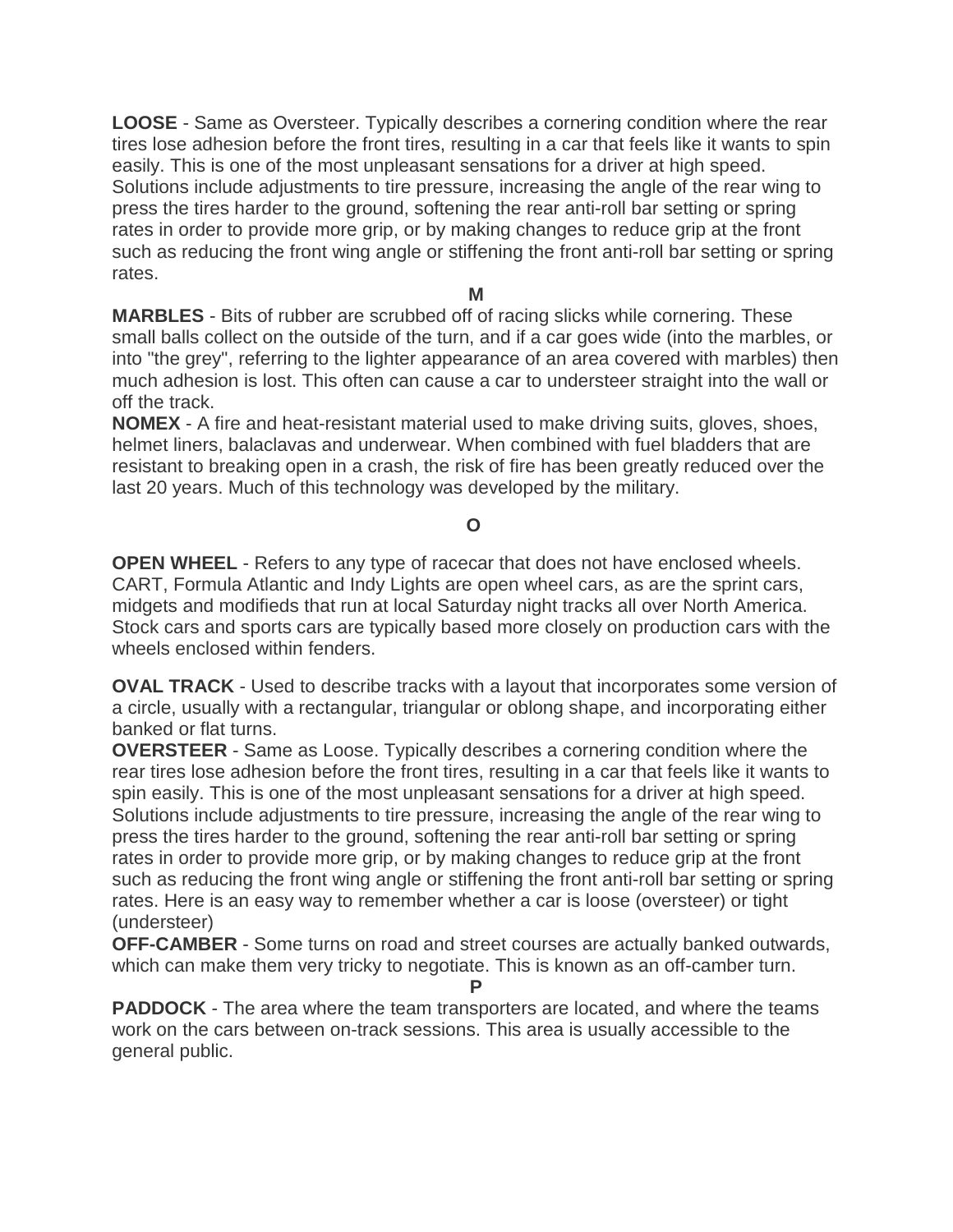**LOOSE** - Same as Oversteer. Typically describes a cornering condition where the rear tires lose adhesion before the front tires, resulting in a car that feels like it wants to spin easily. This is one of the most unpleasant sensations for a driver at high speed. Solutions include adjustments to tire pressure, increasing the angle of the rear wing to press the tires harder to the ground, softening the rear anti-roll bar setting or spring rates in order to provide more grip, or by making changes to reduce grip at the front such as reducing the front wing angle or stiffening the front anti-roll bar setting or spring rates.

## M

**MARBLES** - Bits of rubber are scrubbed off of racing slicks while cornering. These small balls collect on the outside of the turn, and if a car goes wide (into the marbles, or into "the grey", referring to the lighter appearance of an area covered with marbles) then much adhesion is lost. This often can cause a car to understeer straight into the wall or off the track.

**NOMEX** - A fire and heat-resistant material used to make driving suits, gloves, shoes, helmet liners, balaclavas and underwear. When combined with fuel bladders that are resistant to breaking open in a crash, the risk of fire has been greatly reduced over the last 20 years. Much of this technology was developed by the military.

## O

**OPEN WHEEL** - Refers to any type of racecar that does not have enclosed wheels. CART, Formula Atlantic and Indy Lights are open wheel cars, as are the sprint cars, midgets and modifieds that run at local Saturday night tracks all over North America. Stock cars and sports cars are typically based more closely on production cars with the wheels enclosed within fenders.

**OVAL TRACK** - Used to describe tracks with a layout that incorporates some version of a circle, usually with a rectangular, triangular or oblong shape, and incorporating either banked or flat turns.

**OVERSTEER** - Same as Loose. Typically describes a cornering condition where the rear tires lose adhesion before the front tires, resulting in a car that feels like it wants to spin easily. This is one of the most unpleasant sensations for a driver at high speed. Solutions include adjustments to tire pressure, increasing the angle of the rear wing to press the tires harder to the ground, softening the rear anti-roll bar setting or spring rates in order to provide more grip, or by making changes to reduce grip at the front such as reducing the front wing angle or stiffening the front anti-roll bar setting or spring rates. Here is an easy way to remember whether a car is loose (oversteer) or tight (understeer)

**OFF-CAMBER** - Some turns on road and street courses are actually banked outwards, which can make them very tricky to negotiate. This is known as an off-camber turn.

## P

**PADDOCK** - The area where the team transporters are located, and where the teams work on the cars between on-track sessions. This area is usually accessible to the general public.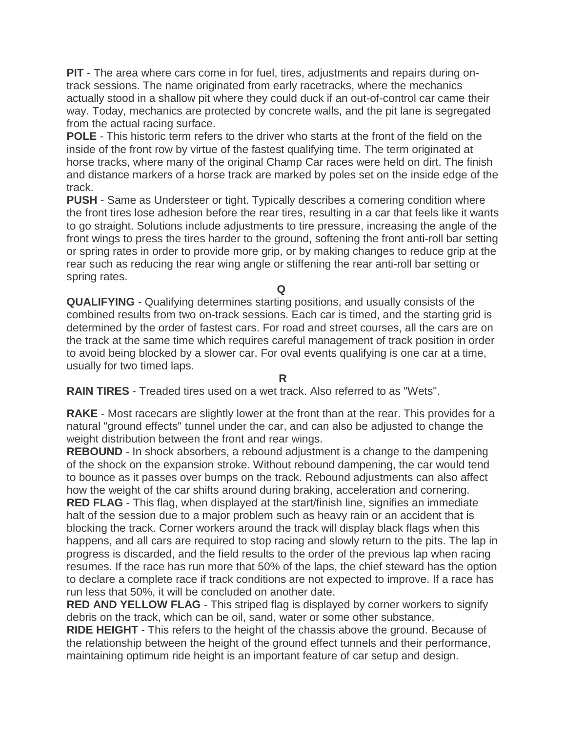**PIT** - The area where cars come in for fuel, tires, adjustments and repairs during on-track sessions. The name originated from early racetracks, where the mechanics actually stood in a shallow pit where they could duck if an out-of-control car came their way. Today, mechanics are protected by concrete walls, and the pit lane is segregated from the actual racing surface.

**POLE** - This historic term refers to the driver who starts at the front of the field on the inside of the front row by virtue of the fastest qualifying time. The term originated at horse tracks, where many of the original Champ Car races were held on dirt. The finish and distance markers of a horse track are marked by poles set on the inside edge of the track.

**PUSH** - Same as Understeer or tight. Typically describes a cornering condition where the front tires lose adhesion before the rear tires, resulting in a car that feels like it wants to go straight. Solutions include adjustments to tire pressure, increasing the angle of the front wings to press the tires harder to the ground, softening the front anti-roll bar setting or spring rates in order to provide more grip, or by making changes to reduce grip at the rear such as reducing the rear wing angle or stiffening the rear anti-roll bar setting or spring rates.

**Q**

**QUALIFYING** - Qualifying determines starting positions, and usually consists of the combined results from two on-track sessions. Each car is timed, and the starting grid is determined by the order of fastest cars. For road and street courses, all the cars are on the track at the same time which requires careful management of track position in order to avoid being blocked by a slower car. For oval events qualifying is one car at a time, usually for two timed laps.

**R**

**RAIN TIRES** - Treaded tires used on a wet track. Also referred to as "Wets".

**RAKE** - Most racecars are slightly lower at the front than at the rear. This provides for a natural "ground effects" tunnel under the car, and can also be adjusted to change the weight distribution between the front and rear wings.

**REBOUND** - In shock absorbers, a rebound adjustment is a change to the dampening of the shock on the expansion stroke. Without rebound dampening, the car would tend to bounce as it passes over bumps on the track. Rebound adjustments can also affect how the weight of the car shifts around during braking, acceleration and cornering.

**RED FLAG** - This flag, when displayed at the start/finish line, signifies an immediate halt of the session due to a major problem such as heavy rain or an accident that is blocking the track. Corner workers around the track will display black flags when this happens, and all cars are required to stop racing and slowly return to the pits. The lap in progress is discarded, and the field results to the order of the previous lap when racing resumes. If the race has run more that 50% of the laps, the chief steward has the option to declare a complete race if track conditions are not expected to improve. If a race has run less that 50%, it will be concluded on another date.

**RED AND YELLOW FLAG** - This striped flag is displayed by corner workers to signify debris on the track, which can be oil, sand, water or some other substance.

**RIDE HEIGHT** - This refers to the height of the chassis above the ground. Because of the relationship between the height of the ground effect tunnels and their performance, maintaining optimum ride height is an important feature of car setup and design.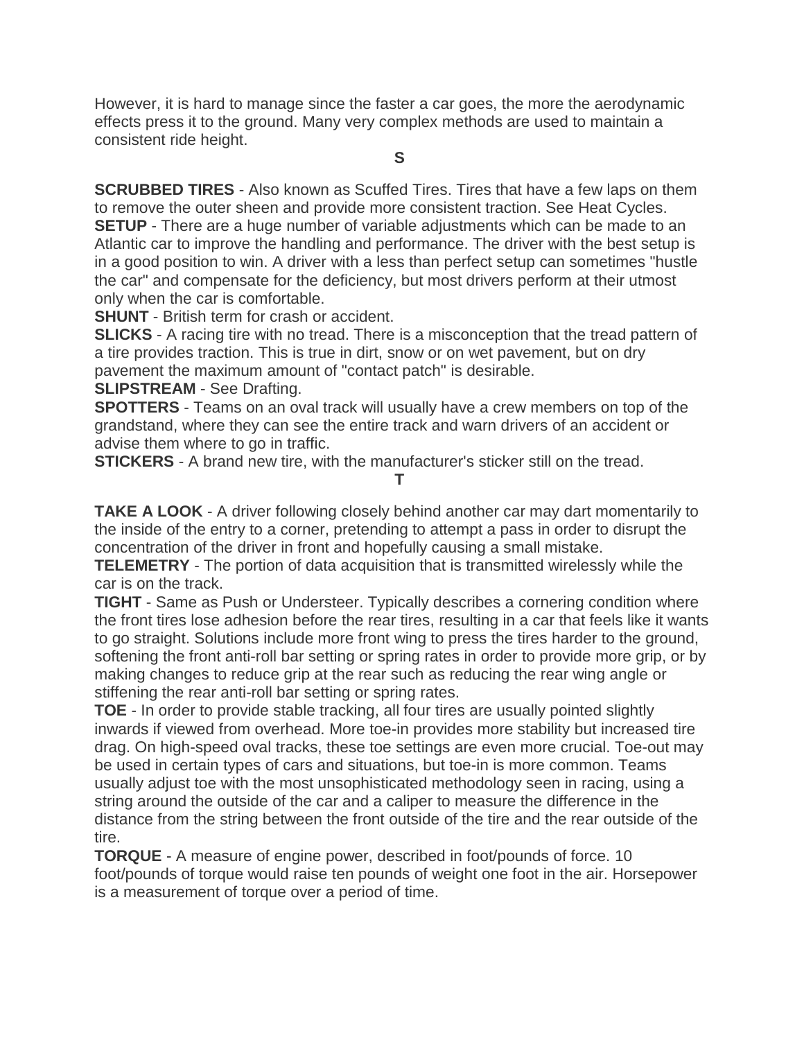However, it is hard to manage since the faster a car goes, the more the aerodynamic effects press it to the ground. Many very complex methods are used to maintain a consistent ride height.

## S

**SCRUBBED TIRES** - Also known as Scuffed Tires. Tires that have a few laps on them to remove the outer sheen and provide more consistent traction. See Heat Cycles.

**SETUP** - There are a huge number of variable adjustments which can be made to an Atlantic car to improve the handling and performance. The driver with the best setup is in a good position to win. A driver with a less than perfect setup can sometimes "hustle the car" and compensate for the deficiency, but most drivers perform at their utmost only when the car is comfortable.

**SHUNT** - British term for crash or accident.

**SLICKS** - A racing tire with no tread. There is a misconception that the tread pattern of a tire provides traction. This is true in dirt, snow or on wet pavement, but on dry pavement the maximum amount of "contact patch" is desirable.

**SLIPSTREAM** - See Drafting.

**SPOTTERS** - Teams on an oval track will usually have a crew members on top of the grandstand, where they can see the entire track and warn drivers of an accident or advise them where to go in traffic.

**STICKERS** - A brand new tire, with the manufacturer's sticker still on the tread.

## T

**TAKE A LOOK** - A driver following closely behind another car may dart momentarily to the inside of the entry to a corner, pretending to attempt a pass in order to disrupt the concentration of the driver in front and hopefully causing a small mistake.

**TELEMETRY** - The portion of data acquisition that is transmitted wirelessly while the car is on the track.

**TIGHT** - Same as Push or Understeer. Typically describes a cornering condition where the front tires lose adhesion before the rear tires, resulting in a car that feels like it wants to go straight. Solutions include more front wing to press the tires harder to the ground, softening the front anti-roll bar setting or spring rates in order to provide more grip, or by making changes to reduce grip at the rear such as reducing the rear wing angle or stiffening the rear anti-roll bar setting or spring rates.

**TOE** - In order to provide stable tracking, all four tires are usually pointed slightly inwards if viewed from overhead. More toe-in provides more stability but increased tire drag. On high-speed oval tracks, these toe settings are even more crucial. Toe-out may be used in certain types of cars and situations, but toe-in is more common. Teams usually adjust toe with the most unsophisticated methodology seen in racing, using a string around the outside of the car and a caliper to measure the difference in the distance from the string between the front outside of the tire and the rear outside of the tire.

**TORQUE** - A measure of engine power, described in foot/pounds of force. 10 foot/pounds of torque would raise ten pounds of weight one foot in the air. Horsepower is a measurement of torque over a period of time.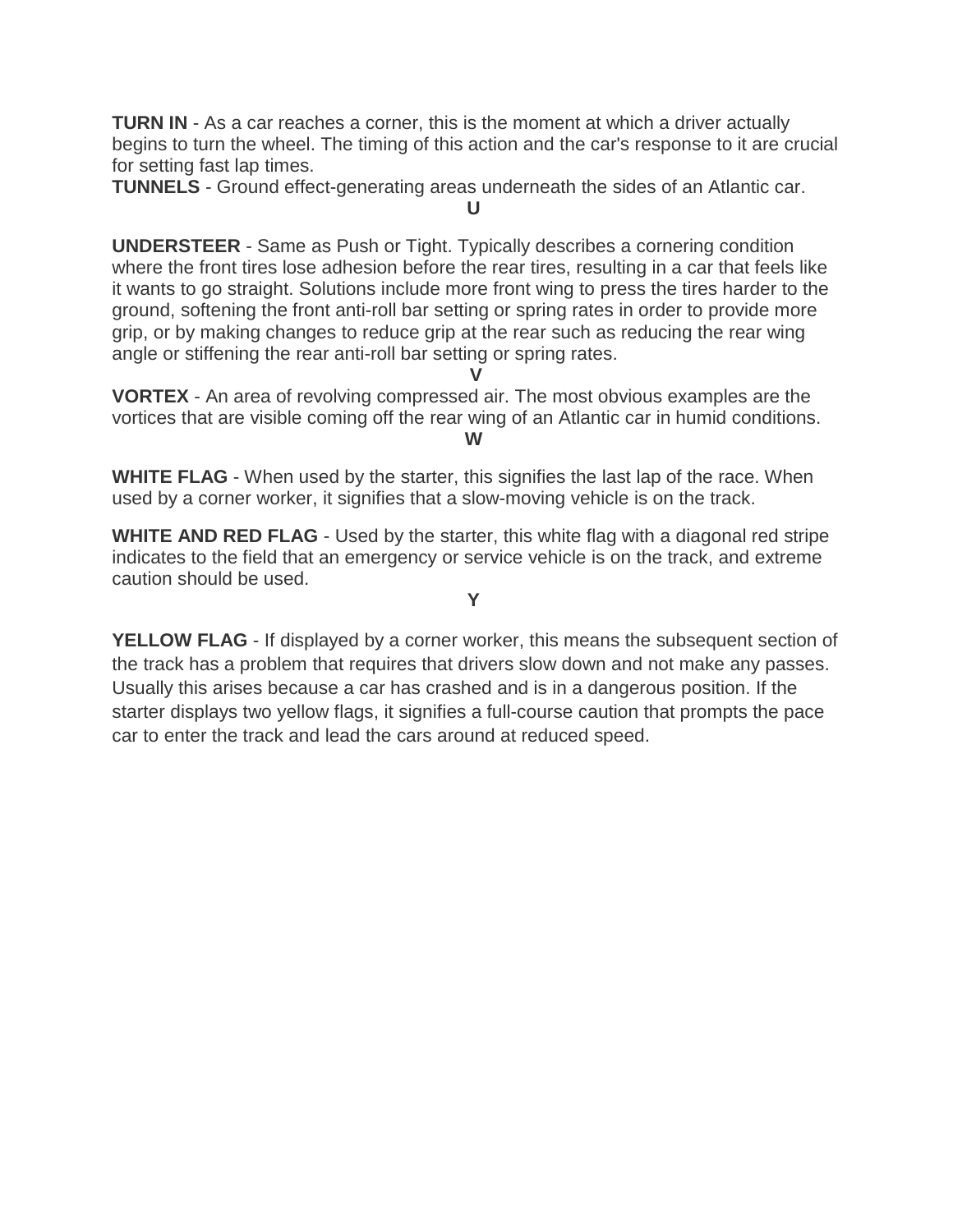**TURN IN** - As a car reaches a corner, this is the moment at which a driver actually begins to turn the wheel. The timing of this action and the car's response to it are crucial for setting fast lap times.

**TUNNELS** - Ground effect-generating areas underneath the sides of an Atlantic car.

## U

**UNDERSTEER** - Same as Push or Tight. Typically describes a cornering condition where the front tires lose adhesion before the rear tires, resulting in a car that feels like it wants to go straight. Solutions include more front wing to press the tires harder to the ground, softening the front anti-roll bar setting or spring rates in order to provide more grip, or by making changes to reduce grip at the rear such as reducing the rear wing angle or stiffening the rear anti-roll bar setting or spring rates.

## V

**VORTEX** - An area of revolving compressed air. The most obvious examples are the vortices that are visible coming off the rear wing of an Atlantic car in humid conditions.

## W

**WHITE FLAG** - When used by the starter, this signifies the last lap of the race. When used by a corner worker, it signifies that a slow-moving vehicle is on the track.

**WHITE AND RED FLAG** - Used by the starter, this white flag with a diagonal red stripe indicates to the field that an emergency or service vehicle is on the track, and extreme caution should be used.

## Y

**YELLOW FLAG** - If displayed by a corner worker, this means the subsequent section of the track has a problem that requires that drivers slow down and not make any passes. Usually this arises because a car has crashed and is in a dangerous position. If the starter displays two yellow flags, it signifies a full-course caution that prompts the pace car to enter the track and lead the cars around at reduced speed.